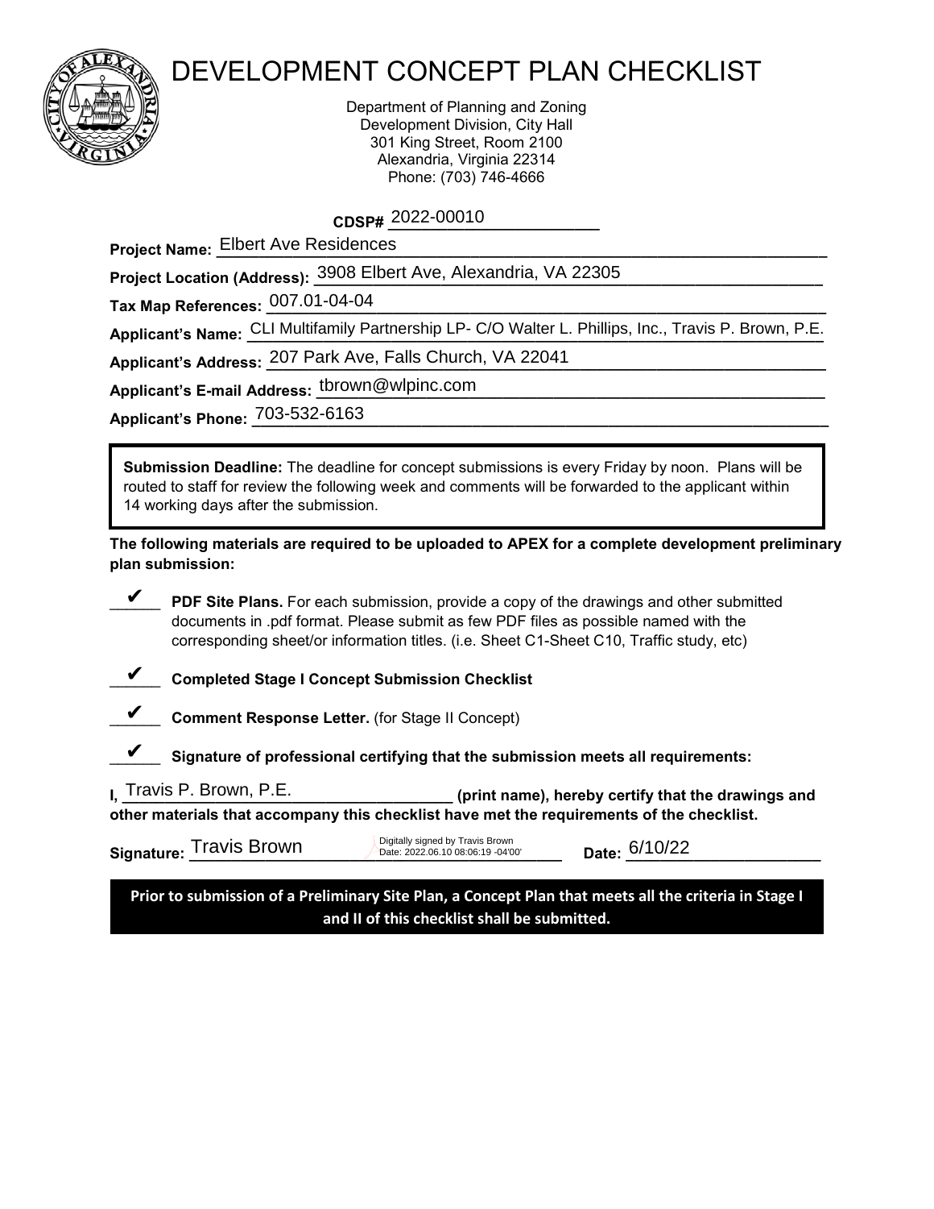# DEVELOPMENT CONCEPT PLAN CHECKLIST

Department of Planning and Zoning
Development Division, City Hall
301 King Street, Room 2100
Alexandria, Virginia 22314
Phone: (703) 746-4666

**CDSP#** 2022-00010

**Project Name:** Elbert Ave Residences

**Project Location (Address):** 3908 Elbert Ave, Alexandria, VA 22305

**Tax Map References:** 007.01-04-04

**Applicant's Name:** CLI Multifamily Partnership LP- C/O Walter L. Phillips, Inc., Travis P. Brown, P.E.

**Applicant's Address:** 207 Park Ave, Falls Church, VA 22041

**Applicant's E-mail Address:** tbrown@wlpinc.com

**Applicant's Phone:** 703-532-6163

**Submission Deadline:** The deadline for concept submissions is every Friday by noon. Plans will be routed to staff for review the following week and comments will be forwarded to the applicant within 14 working days after the submission.

**The following materials are required to be uploaded to APEX for a complete development preliminary plan submission:**

✔ **PDF Site Plans.** For each submission, provide a copy of the drawings and other submitted documents in .pdf format. Please submit as few PDF files as possible named with the corresponding sheet/or information titles. (i.e. Sheet C1-Sheet C10, Traffic study, etc)

✔ **Completed Stage I Concept Submission Checklist**

✔ **Comment Response Letter.** (for Stage II Concept)

✔ **Signature of professional certifying that the submission meets all requirements:**

**I,** Travis P. Brown, P.E. **(print name), hereby certify that the drawings and other materials that accompany this checklist have met the requirements of the checklist.**

**Signature:** Travis Brown Digitally signed by Travis Brown Date: 2022.06.10 08:06:19 -04'00' **Date:** 6/10/22

**Prior to submission of a Preliminary Site Plan, a Concept Plan that meets all the criteria in Stage I and II of this checklist shall be submitted.**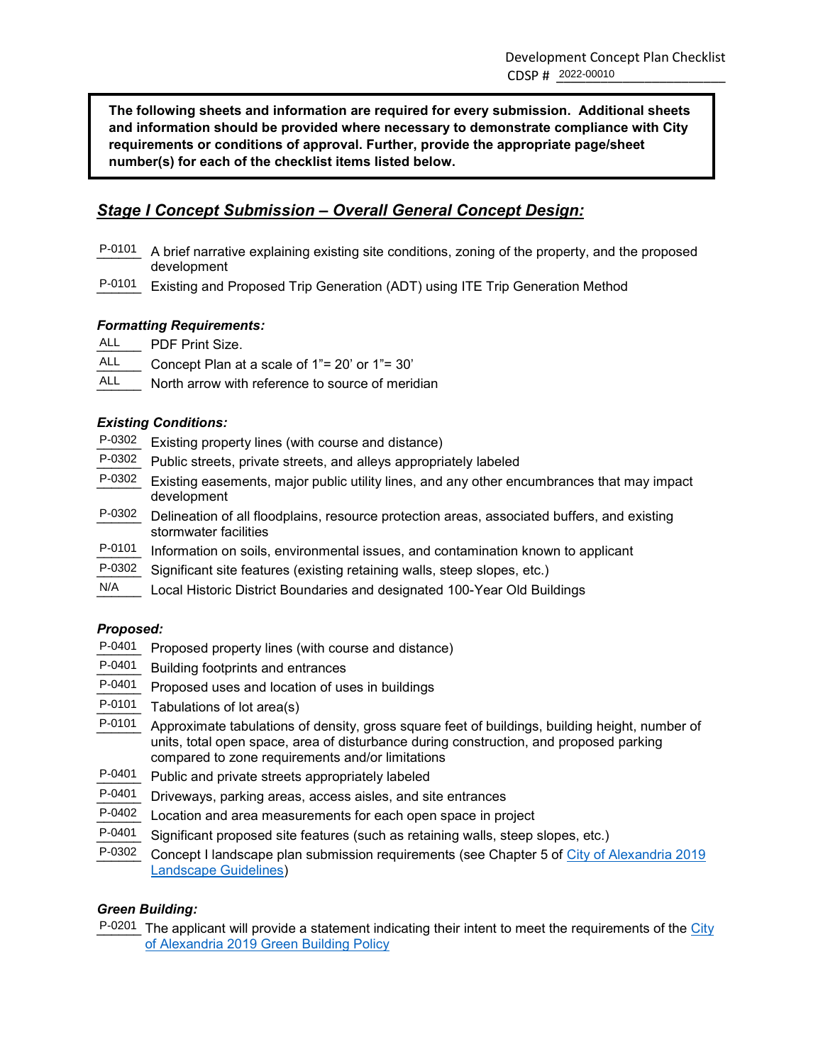Development Concept Plan Checklist
CDSP # 2022-00010

**The following sheets and information are required for every submission. Additional sheets and information should be provided where necessary to demonstrate compliance with City requirements or conditions of approval. Further, provide the appropriate page/sheet number(s) for each of the checklist items listed below.**

## ***Stage I Concept Submission – Overall General Concept Design:***

P-0101 A brief narrative explaining existing site conditions, zoning of the property, and the proposed development

P-0101 Existing and Proposed Trip Generation (ADT) using ITE Trip Generation Method

### *Formatting Requirements:*

ALL PDF Print Size.

ALL Concept Plan at a scale of 1"= 20' or 1"= 30'

ALL North arrow with reference to source of meridian

### *Existing Conditions:*

P-0302 Existing property lines (with course and distance)

P-0302 Public streets, private streets, and alleys appropriately labeled

P-0302 Existing easements, major public utility lines, and any other encumbrances that may impact development

P-0302 Delineation of all floodplains, resource protection areas, associated buffers, and existing stormwater facilities

P-0101 Information on soils, environmental issues, and contamination known to applicant

P-0302 Significant site features (existing retaining walls, steep slopes, etc.)

N/A Local Historic District Boundaries and designated 100-Year Old Buildings

### *Proposed:*

P-0401 Proposed property lines (with course and distance)

P-0401 Building footprints and entrances

P-0401 Proposed uses and location of uses in buildings

P-0101 Tabulations of lot area(s)

P-0101 Approximate tabulations of density, gross square feet of buildings, building height, number of units, total open space, area of disturbance during construction, and proposed parking compared to zone requirements and/or limitations

P-0401 Public and private streets appropriately labeled

P-0401 Driveways, parking areas, access aisles, and site entrances

P-0402 Location and area measurements for each open space in project

P-0401 Significant proposed site features (such as retaining walls, steep slopes, etc.)

P-0302 Concept I landscape plan submission requirements (see Chapter 5 of City of Alexandria 2019 Landscape Guidelines)

### *Green Building:*

P-0201 The applicant will provide a statement indicating their intent to meet the requirements of the City of Alexandria 2019 Green Building Policy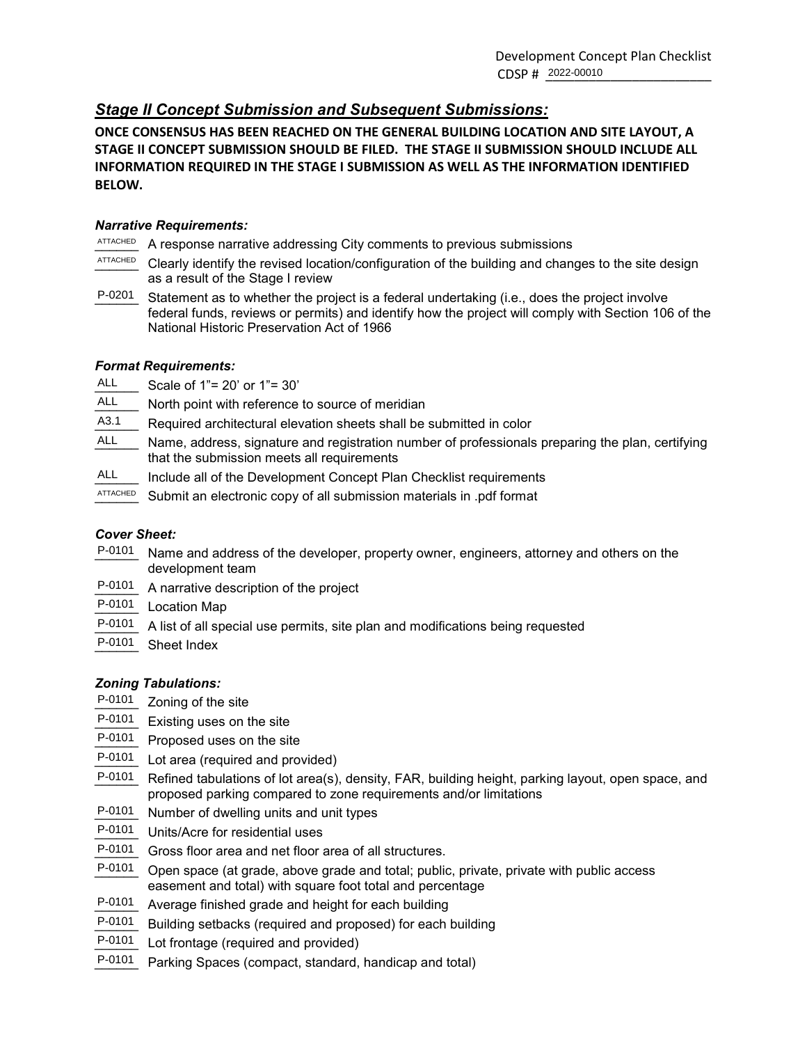Development Concept Plan Checklist
CDSP # 2022-00010

## *Stage II Concept Submission and Subsequent Submissions:*

**ONCE CONSENSUS HAS BEEN REACHED ON THE GENERAL BUILDING LOCATION AND SITE LAYOUT, A STAGE II CONCEPT SUBMISSION SHOULD BE FILED. THE STAGE II SUBMISSION SHOULD INCLUDE ALL INFORMATION REQUIRED IN THE STAGE I SUBMISSION AS WELL AS THE INFORMATION IDENTIFIED BELOW.**

### *Narrative Requirements:*

- ATTACHED A response narrative addressing City comments to previous submissions
- ATTACHED Clearly identify the revised location/configuration of the building and changes to the site design as a result of the Stage I review
- P-0201 Statement as to whether the project is a federal undertaking (i.e., does the project involve federal funds, reviews or permits) and identify how the project will comply with Section 106 of the National Historic Preservation Act of 1966

### *Format Requirements:*

- ALL Scale of 1"= 20' or 1"= 30'
- ALL North point with reference to source of meridian
- A3.1 Required architectural elevation sheets shall be submitted in color
- ALL Name, address, signature and registration number of professionals preparing the plan, certifying that the submission meets all requirements
- ALL Include all of the Development Concept Plan Checklist requirements
- ATTACHED Submit an electronic copy of all submission materials in .pdf format

### *Cover Sheet:*

- P-0101 Name and address of the developer, property owner, engineers, attorney and others on the development team
- P-0101 A narrative description of the project
- P-0101 Location Map
- P-0101 A list of all special use permits, site plan and modifications being requested
- P-0101 Sheet Index

### *Zoning Tabulations:*

- P-0101 Zoning of the site
- P-0101 Existing uses on the site
- P-0101 Proposed uses on the site
- P-0101 Lot area (required and provided)
- P-0101 Refined tabulations of lot area(s), density, FAR, building height, parking layout, open space, and proposed parking compared to zone requirements and/or limitations
- P-0101 Number of dwelling units and unit types
- P-0101 Units/Acre for residential uses
- P-0101 Gross floor area and net floor area of all structures.
- P-0101 Open space (at grade, above grade and total; public, private, private with public access easement and total) with square foot total and percentage
- P-0101 Average finished grade and height for each building
- P-0101 Building setbacks (required and proposed) for each building
- P-0101 Lot frontage (required and provided)
- P-0101 Parking Spaces (compact, standard, handicap and total)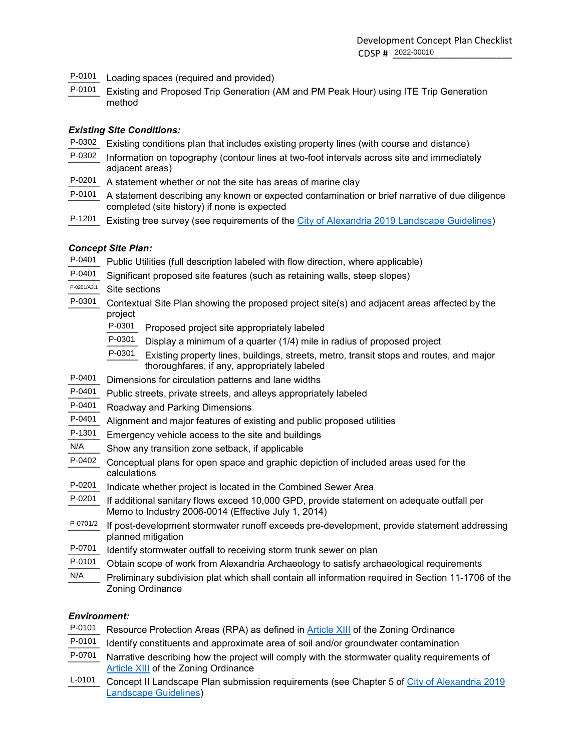Development Concept Plan Checklist
CDSP # 2022-00010

- P-0101 Loading spaces (required and provided)
- P-0101 Existing and Proposed Trip Generation (AM and PM Peak Hour) using ITE Trip Generation method

***Existing Site Conditions:***

- P-0302 Existing conditions plan that includes existing property lines (with course and distance)
- P-0302 Information on topography (contour lines at two-foot intervals across site and immediately adjacent areas)
- P-0201 A statement whether or not the site has areas of marine clay
- P-0101 A statement describing any known or expected contamination or brief narrative of due diligence completed (site history) if none is expected
- P-1201 Existing tree survey (see requirements of the City of Alexandria 2019 Landscape Guidelines)

***Concept Site Plan:***

- P-0401 Public Utilities (full description labeled with flow direction, where applicable)
- P-0401 Significant proposed site features (such as retaining walls, steep slopes)
- P-0201/A3.1 Site sections
- P-0301 Contextual Site Plan showing the proposed project site(s) and adjacent areas affected by the project
  - P-0301 Proposed project site appropriately labeled
  - P-0301 Display a minimum of a quarter (1/4) mile in radius of proposed project
  - P-0301 Existing property lines, buildings, streets, metro, transit stops and routes, and major thoroughfares, if any, appropriately labeled
- P-0401 Dimensions for circulation patterns and lane widths
- P-0401 Public streets, private streets, and alleys appropriately labeled
- P-0401 Roadway and Parking Dimensions
- P-0401 Alignment and major features of existing and public proposed utilities
- P-1301 Emergency vehicle access to the site and buildings
- N/A Show any transition zone setback, if applicable
- P-0402 Conceptual plans for open space and graphic depiction of included areas used for the calculations
- P-0201 Indicate whether project is located in the Combined Sewer Area
- P-0201 If additional sanitary flows exceed 10,000 GPD, provide statement on adequate outfall per Memo to Industry 2006-0014 (Effective July 1, 2014)
- P-0701/2 If post-development stormwater runoff exceeds pre-development, provide statement addressing planned mitigation
- P-0701 Identify stormwater outfall to receiving storm trunk sewer on plan
- P-0101 Obtain scope of work from Alexandria Archaeology to satisfy archaeological requirements
- N/A Preliminary subdivision plat which shall contain all information required in Section 11-1706 of the Zoning Ordinance

***Environment:***

- P-0101 Resource Protection Areas (RPA) as defined in Article XIII of the Zoning Ordinance
- P-0101 Identify constituents and approximate area of soil and/or groundwater contamination
- P-0701 Narrative describing how the project will comply with the stormwater quality requirements of Article XIII of the Zoning Ordinance
- L-0101 Concept II Landscape Plan submission requirements (see Chapter 5 of City of Alexandria 2019 Landscape Guidelines)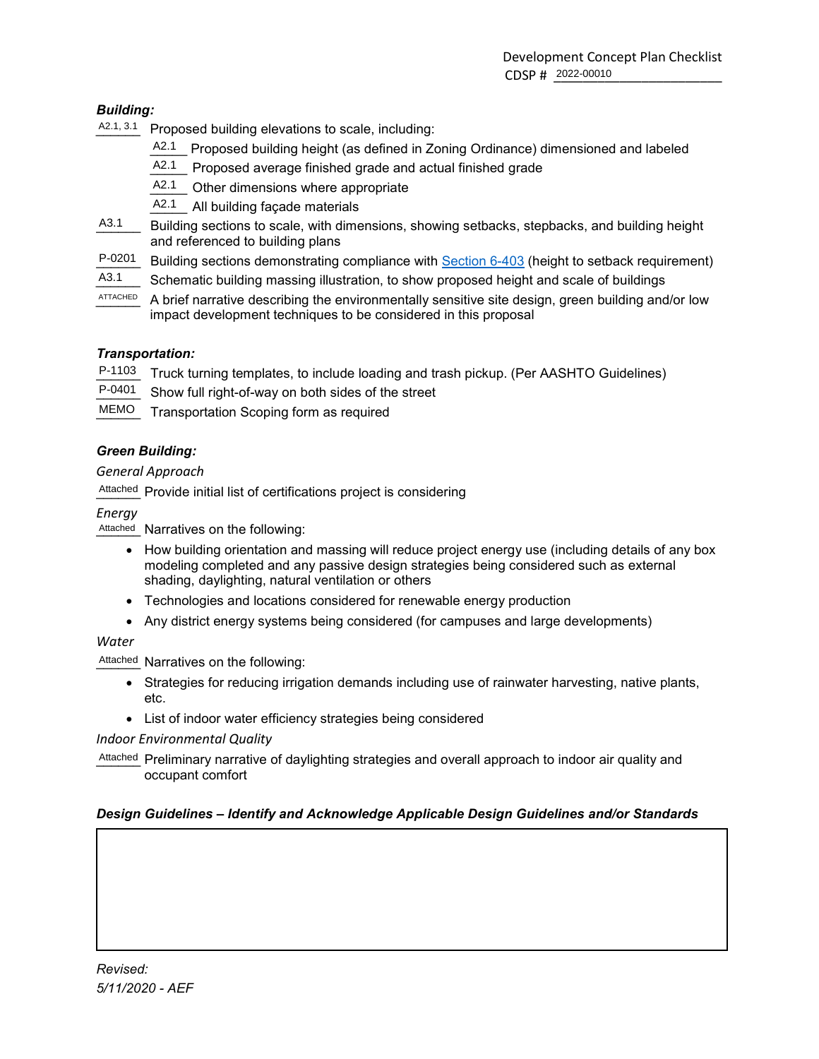Development Concept Plan Checklist
CDSP # 2022-00010

### *Building:*

A2.1, 3.1 Proposed building elevations to scale, including:

- A2.1 Proposed building height (as defined in Zoning Ordinance) dimensioned and labeled
- A2.1 Proposed average finished grade and actual finished grade
- A2.1 Other dimensions where appropriate
- A2.1 All building façade materials

A3.1 Building sections to scale, with dimensions, showing setbacks, stepbacks, and building height and referenced to building plans

P-0201 Building sections demonstrating compliance with Section 6-403 (height to setback requirement)

A3.1 Schematic building massing illustration, to show proposed height and scale of buildings

ATTACHED A brief narrative describing the environmentally sensitive site design, green building and/or low impact development techniques to be considered in this proposal

### *Transportation:*

P-1103 Truck turning templates, to include loading and trash pickup. (Per AASHTO Guidelines)

P-0401 Show full right-of-way on both sides of the street

MEMO Transportation Scoping form as required

### *Green Building:*

*General Approach*

Attached Provide initial list of certifications project is considering

*Energy*

Attached Narratives on the following:

- How building orientation and massing will reduce project energy use (including details of any box modeling completed and any passive design strategies being considered such as external shading, daylighting, natural ventilation or others
- Technologies and locations considered for renewable energy production
- Any district energy systems being considered (for campuses and large developments)

*Water*

Attached Narratives on the following:

- Strategies for reducing irrigation demands including use of rainwater harvesting, native plants, etc.
- List of indoor water efficiency strategies being considered

*Indoor Environmental Quality*

Attached Preliminary narrative of daylighting strategies and overall approach to indoor air quality and occupant comfort

### *Design Guidelines – Identify and Acknowledge Applicable Design Guidelines and/or Standards*

*Revised:*
*5/11/2020 - AEF*